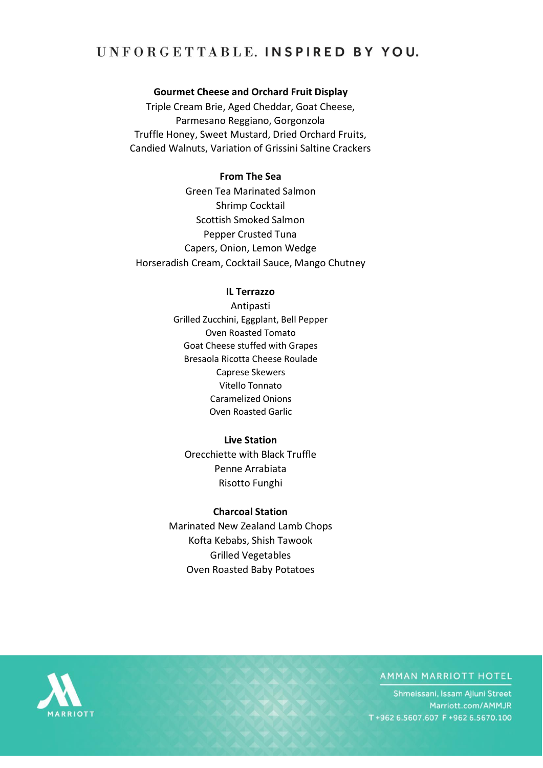UNFORGETTABLE. **INSPIRED BY YOU.**

**Gourmet Cheese and Orchard Fruit Display**

Triple Cream Brie, Aged Cheddar, Goat Cheese,
Parmesano Reggiano, Gorgonzola
Truffle Honey, Sweet Mustard, Dried Orchard Fruits,
Candied Walnuts, Variation of Grissini Saltine Crackers

**From The Sea**

Green Tea Marinated Salmon
Shrimp Cocktail
Scottish Smoked Salmon
Pepper Crusted Tuna
Capers, Onion, Lemon Wedge
Horseradish Cream, Cocktail Sauce, Mango Chutney

**IL Terrazzo**

Antipasti
Grilled Zucchini, Eggplant, Bell Pepper
Oven Roasted Tomato
Goat Cheese stuffed with Grapes
Bresaola Ricotta Cheese Roulade
Caprese Skewers
Vitello Tonnato
Caramelized Onions
Oven Roasted Garlic

**Live Station**

Orecchiette with Black Truffle
Penne Arrabiata
Risotto Funghi

**Charcoal Station**

Marinated New Zealand Lamb Chops
Kofta Kebabs, Shish Tawook
Grilled Vegetables
Oven Roasted Baby Potatoes

MARRIOTT

AMMAN MARRIOTT HOTEL
Shmeissani, Issam Ajluni Street
Marriott.com/AMMJR
T +962 6.5607.607 F +962 6.5670.100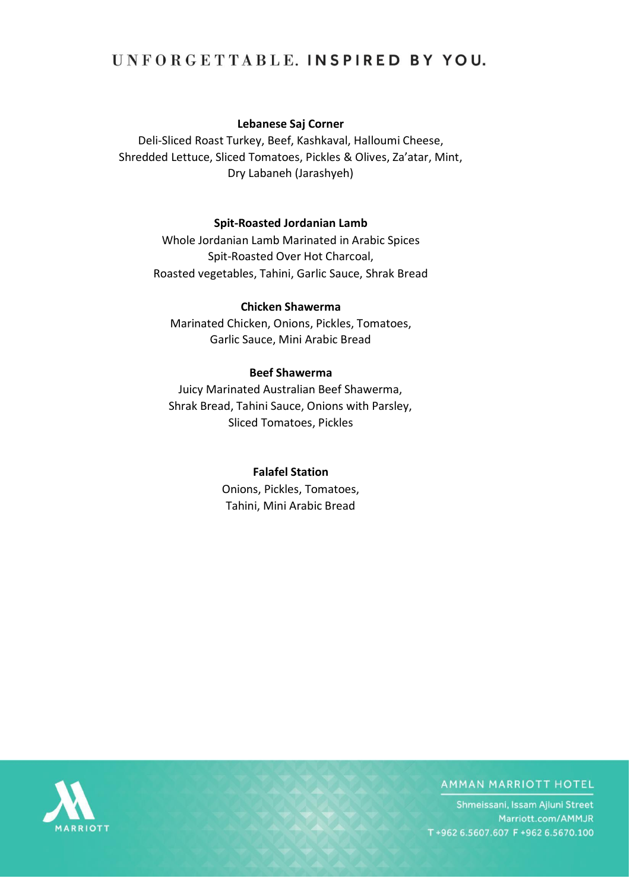**Lebanese Saj Corner**
Deli-Sliced Roast Turkey, Beef, Kashkaval, Halloumi Cheese,
Shredded Lettuce, Sliced Tomatoes, Pickles & Olives, Za'atar, Mint,
Dry Labaneh (Jarashyeh)

**Spit-Roasted Jordanian Lamb**
Whole Jordanian Lamb Marinated in Arabic Spices
Spit-Roasted Over Hot Charcoal,
Roasted vegetables, Tahini, Garlic Sauce, Shrak Bread

**Chicken Shawerma**
Marinated Chicken, Onions, Pickles, Tomatoes,
Garlic Sauce, Mini Arabic Bread

**Beef Shawerma**
Juicy Marinated Australian Beef Shawerma,
Shrak Bread, Tahini Sauce, Onions with Parsley,
Sliced Tomatoes, Pickles

**Falafel Station**
Onions, Pickles, Tomatoes,
Tahini, Mini Arabic Bread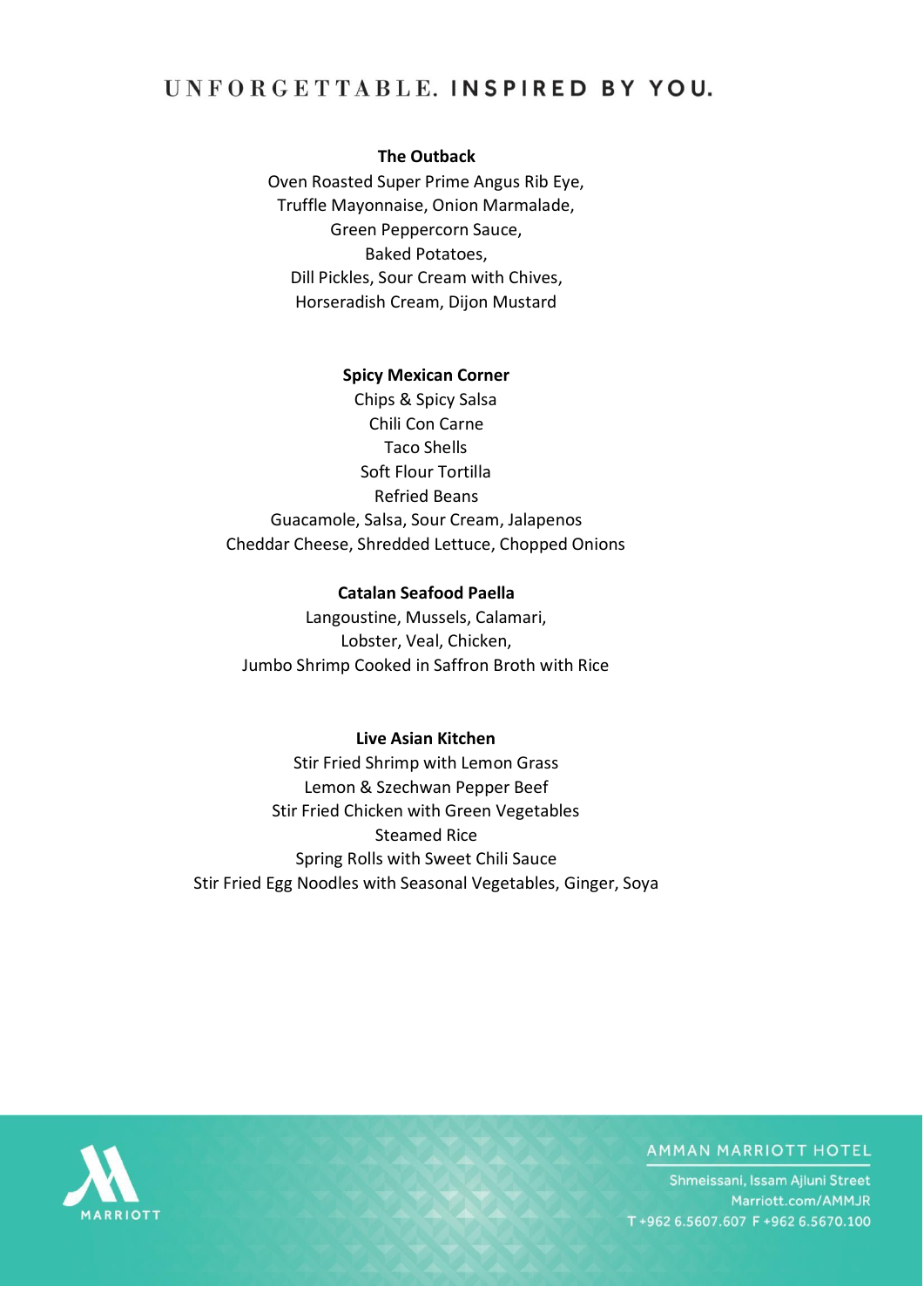## The Outback

Oven Roasted Super Prime Angus Rib Eye,
Truffle Mayonnaise, Onion Marmalade,
Green Peppercorn Sauce,
Baked Potatoes,
Dill Pickles, Sour Cream with Chives,
Horseradish Cream, Dijon Mustard

## Spicy Mexican Corner

Chips & Spicy Salsa
Chili Con Carne
Taco Shells
Soft Flour Tortilla
Refried Beans
Guacamole, Salsa, Sour Cream, Jalapenos
Cheddar Cheese, Shredded Lettuce, Chopped Onions

## Catalan Seafood Paella

Langoustine, Mussels, Calamari,
Lobster, Veal, Chicken,
Jumbo Shrimp Cooked in Saffron Broth with Rice

## Live Asian Kitchen

Stir Fried Shrimp with Lemon Grass
Lemon & Szechwan Pepper Beef
Stir Fried Chicken with Green Vegetables
Steamed Rice
Spring Rolls with Sweet Chili Sauce
Stir Fried Egg Noodles with Seasonal Vegetables, Ginger, Soya